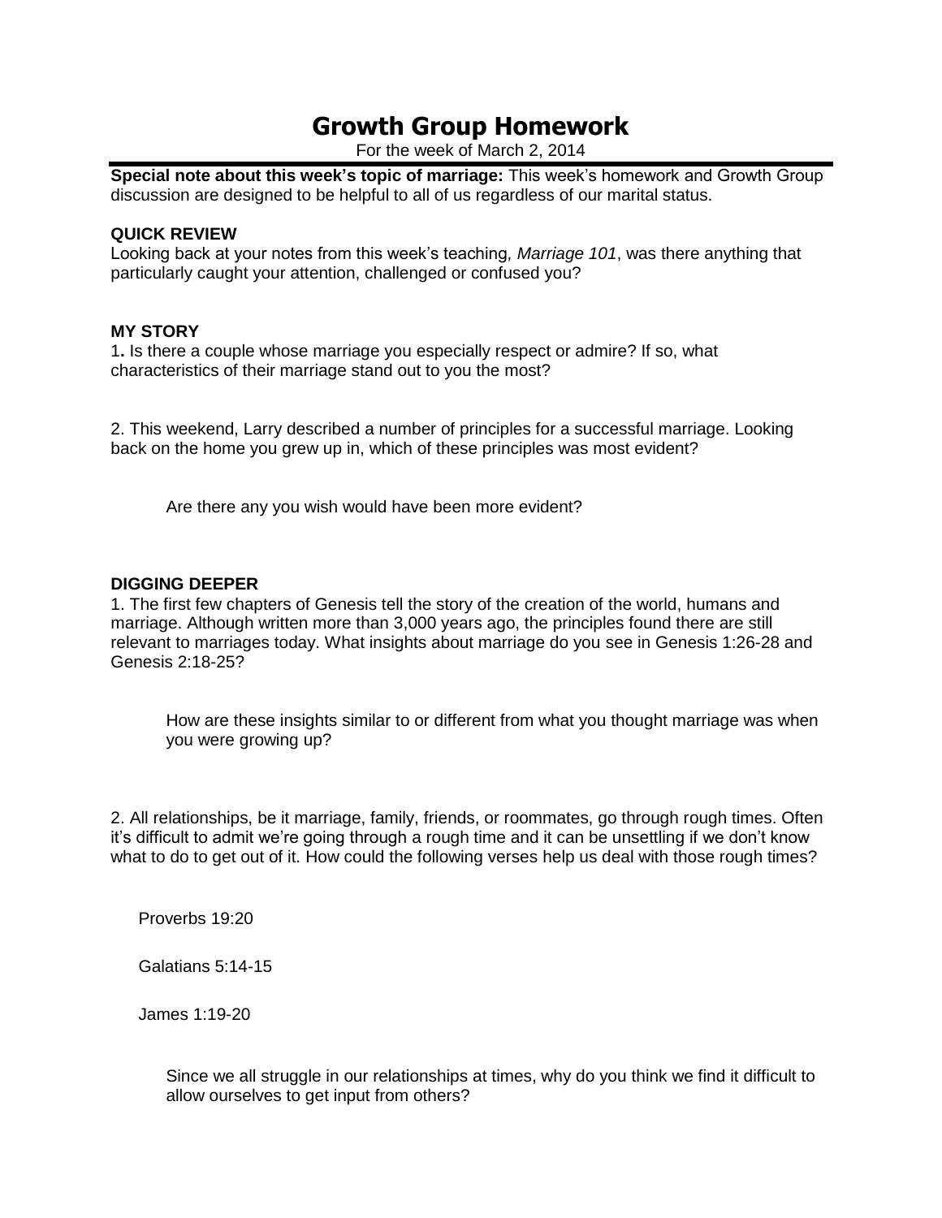# Growth Group Homework

For the week of March 2, 2014

**Special note about this week's topic of marriage:** This week's homework and Growth Group discussion are designed to be helpful to all of us regardless of our marital status.

**QUICK REVIEW**

Looking back at your notes from this week's teaching*, Marriage 101*, was there anything that particularly caught your attention, challenged or confused you?

**MY STORY**

1**.** Is there a couple whose marriage you especially respect or admire? If so, what characteristics of their marriage stand out to you the most?

2. This weekend, Larry described a number of principles for a successful marriage. Looking back on the home you grew up in, which of these principles was most evident?

Are there any you wish would have been more evident?

**DIGGING DEEPER**

1. The first few chapters of Genesis tell the story of the creation of the world, humans and marriage. Although written more than 3,000 years ago, the principles found there are still relevant to marriages today. What insights about marriage do you see in Genesis 1:26-28 and Genesis 2:18-25?

How are these insights similar to or different from what you thought marriage was when you were growing up?

2. All relationships, be it marriage, family, friends, or roommates, go through rough times. Often it's difficult to admit we're going through a rough time and it can be unsettling if we don't know what to do to get out of it. How could the following verses help us deal with those rough times?

Proverbs 19:20

Galatians 5:14-15

James 1:19-20

Since we all struggle in our relationships at times, why do you think we find it difficult to allow ourselves to get input from others?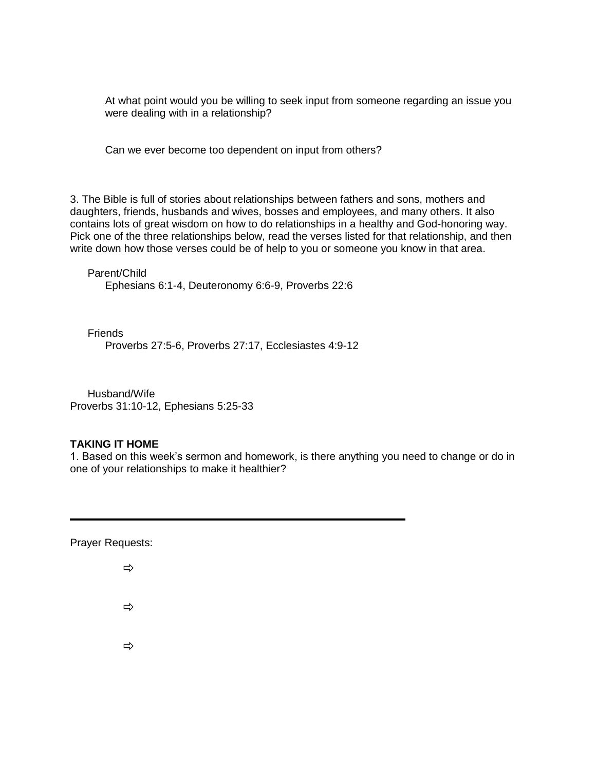At what point would you be willing to seek input from someone regarding an issue you were dealing with in a relationship?

Can we ever become too dependent on input from others?

3. The Bible is full of stories about relationships between fathers and sons, mothers and daughters, friends, husbands and wives, bosses and employees, and many others. It also contains lots of great wisdom on how to do relationships in a healthy and God-honoring way. Pick one of the three relationships below, read the verses listed for that relationship, and then write down how those verses could be of help to you or someone you know in that area.

Parent/Child
Ephesians 6:1-4, Deuteronomy 6:6-9, Proverbs 22:6

Friends
Proverbs 27:5-6, Proverbs 27:17, Ecclesiastes 4:9-12

Husband/Wife
Proverbs 31:10-12, Ephesians 5:25-33

**TAKING IT HOME**

1. Based on this week's sermon and homework, is there anything you need to change or do in one of your relationships to make it healthier?

---

Prayer Requests:

- ⇨
- ⇨
- ⇨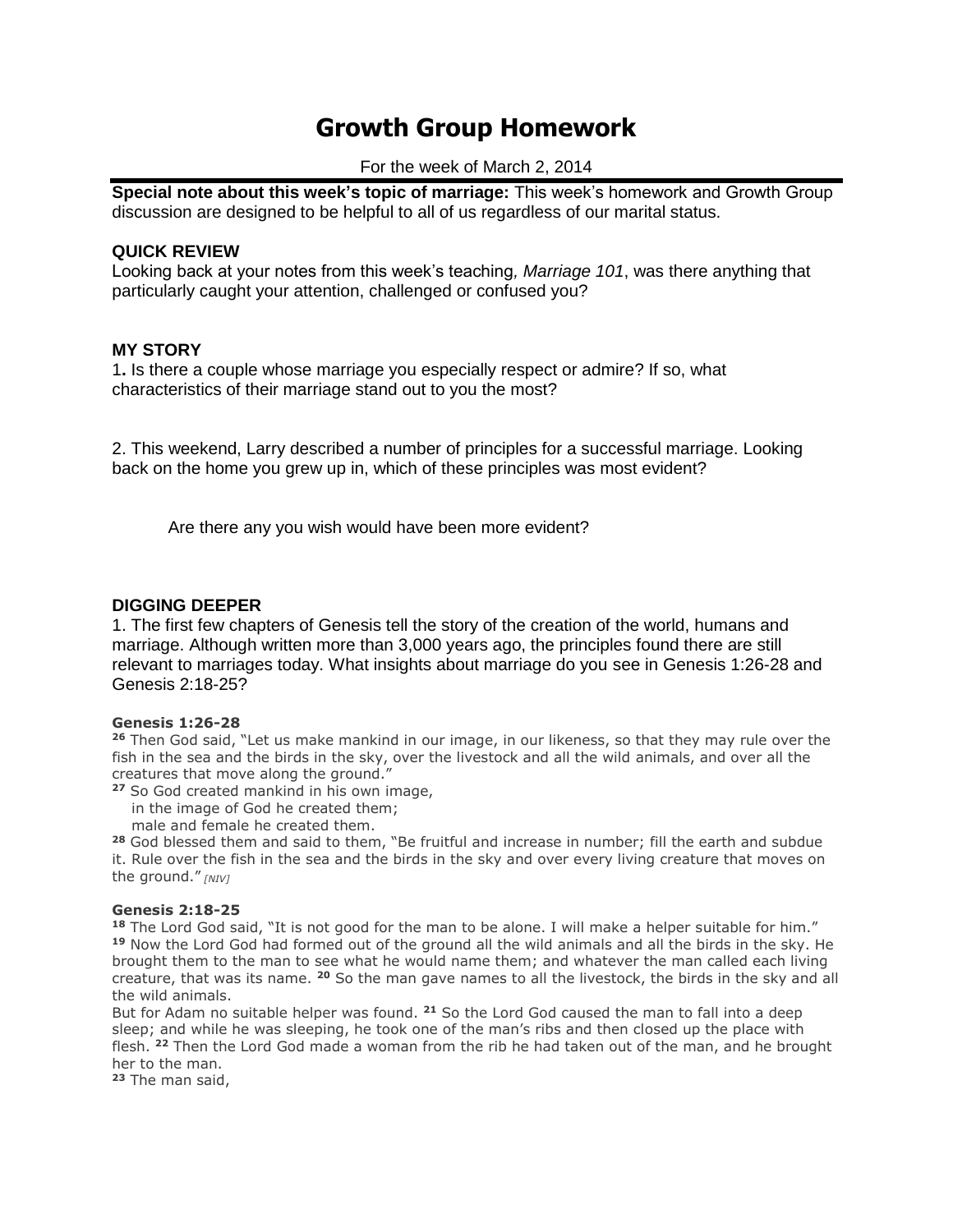# Growth Group Homework

For the week of March 2, 2014

**Special note about this week's topic of marriage:** This week's homework and Growth Group discussion are designed to be helpful to all of us regardless of our marital status.

### QUICK REVIEW

Looking back at your notes from this week's teaching, *Marriage 101*, was there anything that particularly caught your attention, challenged or confused you?

### MY STORY

1. Is there a couple whose marriage you especially respect or admire? If so, what characteristics of their marriage stand out to you the most?

2. This weekend, Larry described a number of principles for a successful marriage. Looking back on the home you grew up in, which of these principles was most evident?

Are there any you wish would have been more evident?

### DIGGING DEEPER

1. The first few chapters of Genesis tell the story of the creation of the world, humans and marriage. Although written more than 3,000 years ago, the principles found there are still relevant to marriages today. What insights about marriage do you see in Genesis 1:26-28 and Genesis 2:18-25?

**Genesis 1:26-28**

[26] Then God said, "Let us make mankind in our image, in our likeness, so that they may rule over the fish in the sea and the birds in the sky, over the livestock and all the wild animals, and over all the creatures that move along the ground."

[27] So God created mankind in his own image,
in the image of God he created them;
male and female he created them.

[28] God blessed them and said to them, "Be fruitful and increase in number; fill the earth and subdue it. Rule over the fish in the sea and the birds in the sky and over every living creature that moves on the ground." *[NIV]*

**Genesis 2:18-25**

[18] The Lord God said, "It is not good for the man to be alone. I will make a helper suitable for him."
[19] Now the Lord God had formed out of the ground all the wild animals and all the birds in the sky. He brought them to the man to see what he would name them; and whatever the man called each living creature, that was its name. [20] So the man gave names to all the livestock, the birds in the sky and all the wild animals.
But for Adam no suitable helper was found. [21] So the Lord God caused the man to fall into a deep sleep; and while he was sleeping, he took one of the man's ribs and then closed up the place with flesh. [22] Then the Lord God made a woman from the rib he had taken out of the man, and he brought her to the man.
[23] The man said,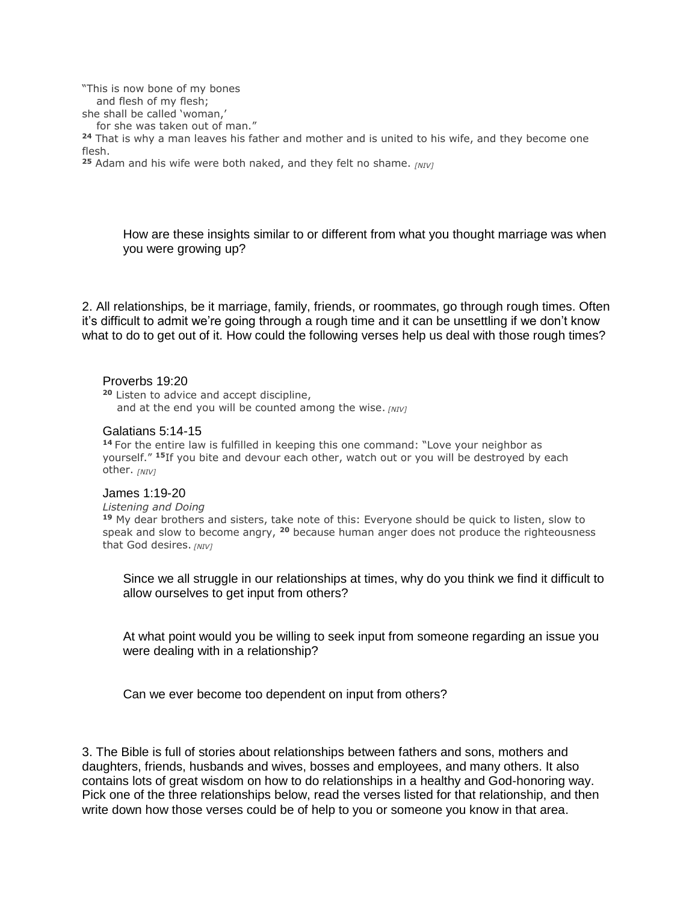"This is now bone of my bones
   and flesh of my flesh;
she shall be called 'woman,'
   for she was taken out of man."

**24** That is why a man leaves his father and mother and is united to his wife, and they become one flesh.

**25** Adam and his wife were both naked, and they felt no shame. *[NIV]*

> How are these insights similar to or different from what you thought marriage was when you were growing up?

2. All relationships, be it marriage, family, friends, or roommates, go through rough times. Often it's difficult to admit we're going through a rough time and it can be unsettling if we don't know what to do to get out of it. How could the following verses help us deal with those rough times?

Proverbs 19:20

**20** Listen to advice and accept discipline,
   and at the end you will be counted among the wise. *[NIV]*

Galatians 5:14-15

**14** For the entire law is fulfilled in keeping this one command: "Love your neighbor as yourself." **15** If you bite and devour each other, watch out or you will be destroyed by each other. *[NIV]*

James 1:19-20

*Listening and Doing*

**19** My dear brothers and sisters, take note of this: Everyone should be quick to listen, slow to speak and slow to become angry, **20** because human anger does not produce the righteousness that God desires. *[NIV]*

> Since we all struggle in our relationships at times, why do you think we find it difficult to allow ourselves to get input from others?

> At what point would you be willing to seek input from someone regarding an issue you were dealing with in a relationship?

> Can we ever become too dependent on input from others?

3. The Bible is full of stories about relationships between fathers and sons, mothers and daughters, friends, husbands and wives, bosses and employees, and many others. It also contains lots of great wisdom on how to do relationships in a healthy and God-honoring way. Pick one of the three relationships below, read the verses listed for that relationship, and then write down how those verses could be of help to you or someone you know in that area.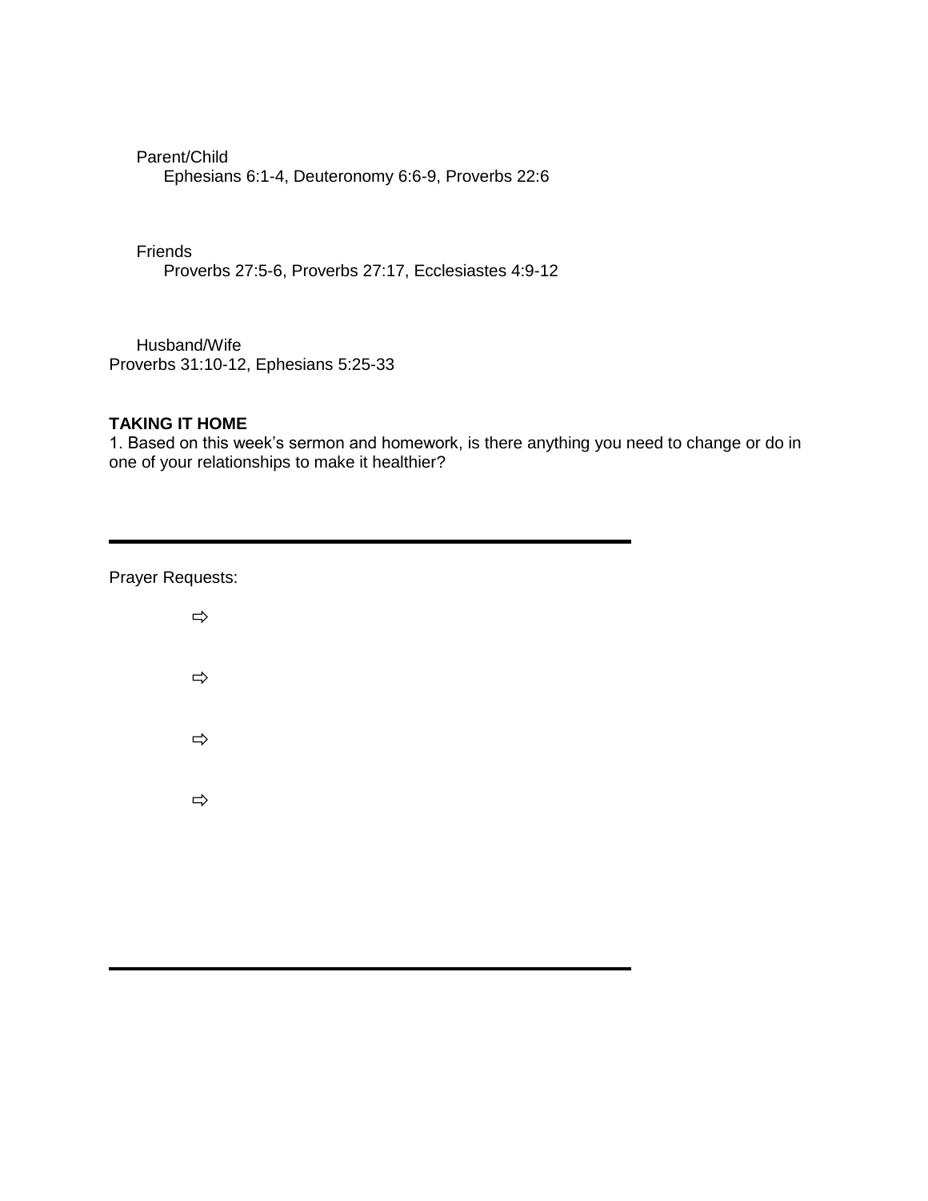Parent/Child

Ephesians 6:1-4, Deuteronomy 6:6-9, Proverbs 22:6

Friends

Proverbs 27:5-6, Proverbs 27:17, Ecclesiastes 4:9-12

Husband/Wife

Proverbs 31:10-12, Ephesians 5:25-33

**TAKING IT HOME**

1. Based on this week's sermon and homework, is there anything you need to change or do in one of your relationships to make it healthier?

---

Prayer Requests:

- ⇨
- ⇨
- ⇨
- ⇨

---